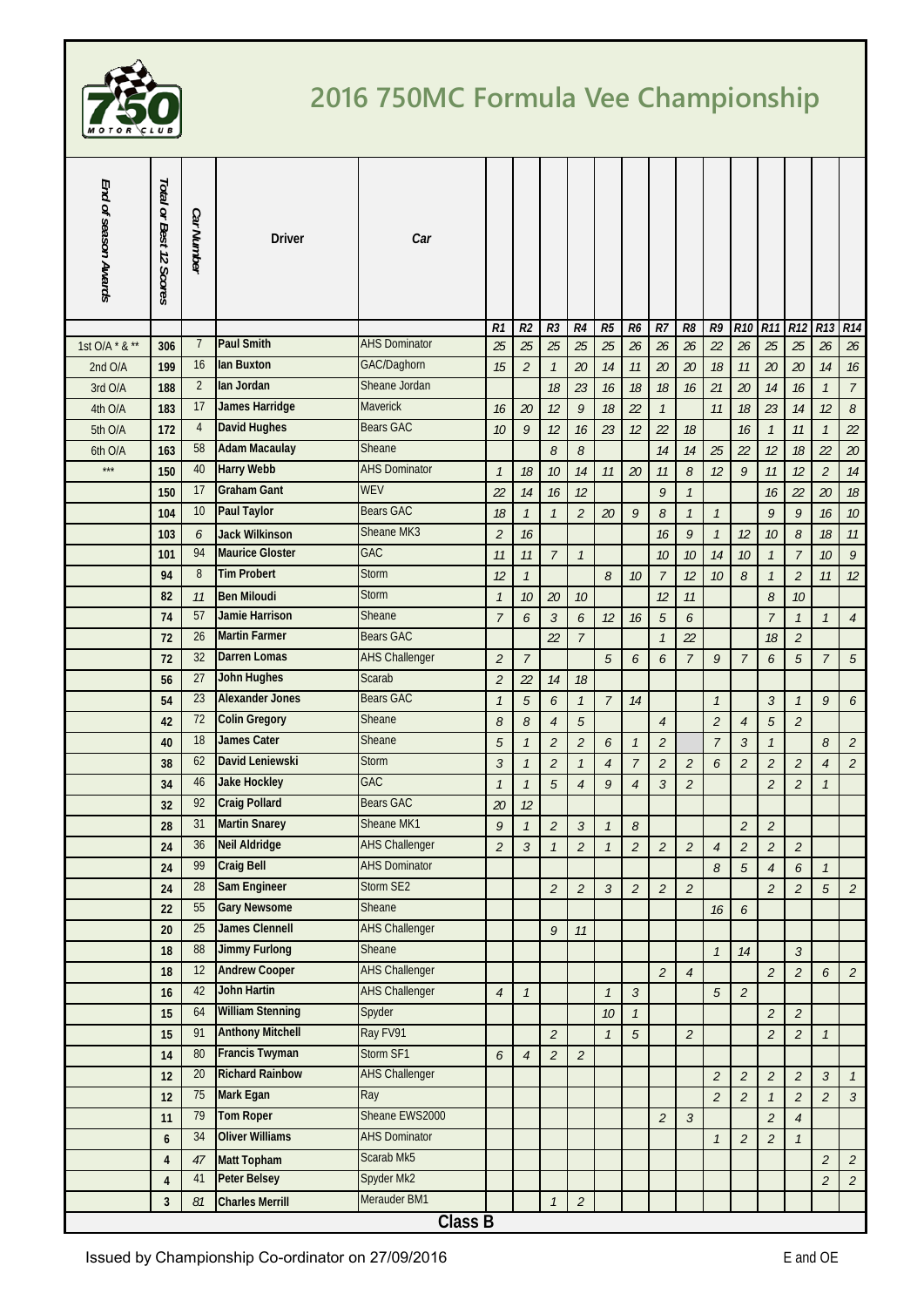# 2016 750MC Formula Vee Championship

| End of season Awards | Total or Best 12 Scores | Car Number | Driver | Car | R1 | R2 | R3 | R4 | R5 | R6 | R7 | R8 | R9 | R10 | R11 | R12 | R13 | R14 |
|---|---|---|---|---|---|---|---|---|---|---|---|---|---|---|---|---|---|---|
| 1st O/A * & ** | 306 | 7 | Paul Smith | AHS Dominator | 25 | 25 | 25 | 25 | 25 | 26 | 26 | 26 | 22 | 26 | 25 | 25 | 26 | 26 |
| 2nd O/A | 199 | 16 | Ian Buxton | GAC/Daghorn | 15 | 2 | 1 | 20 | 14 | 11 | 20 | 20 | 18 | 11 | 20 | 20 | 14 | 16 |
| 3rd O/A | 188 | 2 | Ian Jordan | Sheane Jordan | | | 18 | 23 | 16 | 18 | 18 | 16 | 21 | 20 | 14 | 16 | 1 | 7 |
| 4th O/A | 183 | 17 | James Harridge | Maverick | 16 | 20 | 12 | 9 | 18 | 22 | 1 | | 11 | 18 | 23 | 14 | 12 | 8 |
| 5th O/A | 172 | 4 | David Hughes | Bears GAC | 10 | 9 | 12 | 16 | 23 | 12 | 22 | 18 | | 16 | 1 | 11 | 1 | 22 |
| 6th O/A | 163 | 58 | Adam Macaulay | Sheane | | | 8 | 8 | | | 14 | 14 | 25 | 22 | 12 | 18 | 22 | 20 |
| *** | 150 | 40 | Harry Webb | AHS Dominator | 1 | 18 | 10 | 14 | 11 | 20 | 11 | 8 | 12 | 9 | 11 | 12 | 2 | 14 |
| | 150 | 17 | Graham Gant | WEV | 22 | 14 | 16 | 12 | | | 9 | 1 | | | 16 | 22 | 20 | 18 |
| | 104 | 10 | Paul Taylor | Bears GAC | 18 | 1 | 1 | 2 | 20 | 9 | 8 | 1 | 1 | | 9 | 9 | 16 | 10 |
| | 103 | 6 | Jack Wilkinson | Sheane MK3 | 2 | 16 | | | | | 16 | 9 | 1 | 12 | 10 | 8 | 18 | 11 |
| | 101 | 94 | Maurice Gloster | GAC | 11 | 11 | 7 | 1 | | | 10 | 10 | 14 | 10 | 1 | 7 | 10 | 9 |
| | 94 | 8 | Tim Probert | Storm | 12 | 1 | | | 8 | 10 | 7 | 12 | 10 | 8 | 1 | 2 | 11 | 12 |
| | 82 | 11 | Ben Miloudi | Storm | 1 | 10 | 20 | 10 | | | 12 | 11 | | | 8 | 10 | | |
| | 74 | 57 | Jamie Harrison | Sheane | 7 | 6 | 3 | 6 | 12 | 16 | 5 | 6 | | | 7 | 1 | 1 | 4 |
| | 72 | 26 | Martin Farmer | Bears GAC | | | 22 | 7 | | | 1 | 22 | | | 18 | 2 | | |
| | 72 | 32 | Darren Lomas | AHS Challenger | 2 | 7 | | | 5 | 6 | 6 | 7 | 9 | 7 | 6 | 5 | 7 | 5 |
| | 56 | 27 | John Hughes | Scarab | 2 | 22 | 14 | 18 | | | | | | | | | | |
| | 54 | 23 | Alexander Jones | Bears GAC | 1 | 5 | 6 | 1 | 7 | 14 | | | 1 | | 3 | 1 | 9 | 6 |
| | 42 | 72 | Colin Gregory | Sheane | 8 | 8 | 4 | 5 | | | 4 | | 2 | 4 | 5 | 2 | | |
| | 40 | 18 | James Cater | Sheane | 5 | 1 | 2 | 2 | 6 | 1 | 2 | | 7 | 3 | 1 | | 8 | 2 |
| | 38 | 62 | David Leniewski | Storm | 3 | 1 | 2 | 1 | 4 | 7 | 2 | 2 | 6 | 2 | 2 | 2 | 4 | 2 |
| | 34 | 46 | Jake Hockley | GAC | 1 | 1 | 5 | 4 | 9 | 4 | 3 | 2 | | | 2 | 2 | 1 | |
| | 32 | 92 | Craig Pollard | Bears GAC | 20 | 12 | | | | | | | | | | | | |
| | 28 | 31 | Martin Snarey | Sheane MK1 | 9 | 1 | 2 | 3 | 1 | 8 | | | | 2 | 2 | | | |
| | 24 | 36 | Neil Aldridge | AHS Challenger | 2 | 3 | 1 | 2 | 1 | 2 | 2 | 2 | 4 | 2 | 2 | 2 | | |
| | 24 | 99 | Craig Bell | AHS Dominator | | | | | | | | | 8 | 5 | 4 | 6 | 1 | |
| | 24 | 28 | Sam Engineer | Storm SE2 | | | 2 | 2 | 3 | 2 | 2 | 2 | | | 2 | 2 | 5 | 2 |
| | 22 | 55 | Gary Newsome | Sheane | | | | | | | | | 16 | 6 | | | | |
| | 20 | 25 | James Clennell | AHS Challenger | | | 9 | 11 | | | | | | | | | | |
| | 18 | 88 | Jimmy Furlong | Sheane | | | | | | | | | 1 | 14 | | 3 | | |
| | 18 | 12 | Andrew Cooper | AHS Challenger | | | | | | | 2 | 4 | | | 2 | 2 | 6 | 2 |
| | 16 | 42 | John Hartin | AHS Challenger | 4 | 1 | | | 1 | 3 | | | 5 | 2 | | | | |
| | 15 | 64 | William Stenning | Spyder | | | | | 10 | 1 | | | | | 2 | 2 | | |
| | 15 | 91 | Anthony Mitchell | Ray FV91 | | | 2 | | 1 | 5 | | 2 | | | 2 | 2 | 1 | |
| | 14 | 80 | Francis Twyman | Storm SF1 | 6 | 4 | 2 | 2 | | | | | | | | | | |
| | 12 | 20 | Richard Rainbow | AHS Challenger | | | | | | | | | 2 | 2 | 2 | 2 | 3 | 1 |
| | 12 | 75 | Mark Egan | Ray | | | | | | | | | 2 | 2 | 1 | 2 | 2 | 3 |
| | 11 | 79 | Tom Roper | Sheane EWS2000 | | | | | | | 2 | 3 | | | 2 | 4 | | |
| | 6 | 34 | Oliver Williams | AHS Dominator | | | | | | | | | 1 | 2 | 2 | 1 | | |
| | 4 | 47 | Matt Topham | Scarab Mk5 | | | | | | | | | | | | | 2 | 2 |
| | 4 | 41 | Peter Belsey | Spyder Mk2 | | | | | | | | | | | | | 2 | 2 |
| | 3 | 81 | Charles Merrill | Merauder BM1 | | | 1 | 2 | | | | | | | | | | |

**Class B**

Issued by Championship Co-ordinator on 27/09/2016 — E and OE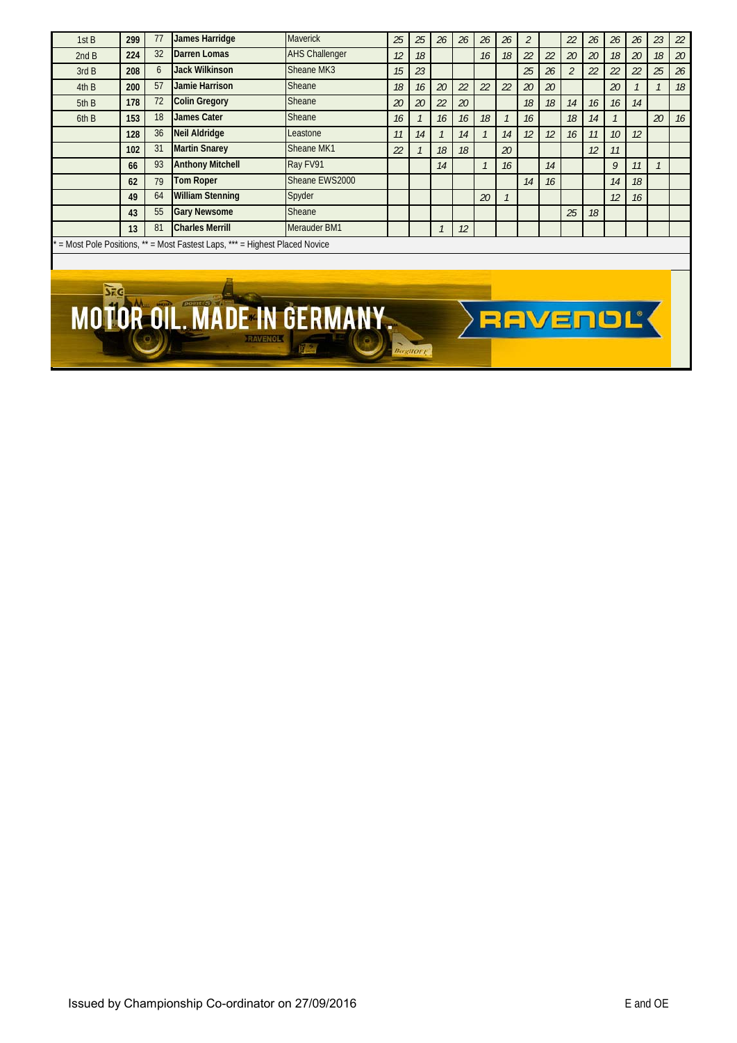| | | | | | | | | | | | | | | | | | | |
|---|---|---|---|---|---|---|---|---|---|---|---|---|---|---|---|---|---|---|
| 1st B | 299 | 77 | **James Harridge** | Maverick | 25 | 25 | 26 | 26 | 26 | 26 | 2 | | 22 | 26 | 26 | 26 | 23 | 22 |
| 2nd B | 224 | 32 | **Darren Lomas** | AHS Challenger | 12 | 18 | | | 16 | 18 | 22 | 22 | 20 | 20 | 18 | 20 | 18 | 20 |
| 3rd B | 208 | 6 | **Jack Wilkinson** | Sheane MK3 | 15 | 23 | | | | | 25 | 26 | 2 | 22 | 22 | 22 | 25 | 26 |
| 4th B | 200 | 57 | **Jamie Harrison** | Sheane | 18 | 16 | 20 | 22 | 22 | 22 | 20 | 20 | | | 20 | 1 | 1 | 18 |
| 5th B | 178 | 72 | **Colin Gregory** | Sheane | 20 | 20 | 22 | 20 | | | 18 | 18 | 14 | 16 | 16 | 14 | | |
| 6th B | 153 | 18 | **James Cater** | Sheane | 16 | 1 | 16 | 16 | 18 | 1 | 16 | | 18 | 14 | 1 | | 20 | 16 |
| | 128 | 36 | **Neil Aldridge** | Leastone | 11 | 14 | 1 | 14 | 1 | 14 | 12 | 12 | 16 | 11 | 10 | 12 | | |
| | 102 | 31 | **Martin Snarey** | Sheane MK1 | 22 | 1 | 18 | 18 | | 20 | | | | 12 | 11 | | | |
| | 66 | 93 | **Anthony Mitchell** | Ray FV91 | | | 14 | | 1 | 16 | | 14 | | | 9 | 11 | 1 | |
| | 62 | 79 | **Tom Roper** | Sheane EWS2000 | | | | | | | 14 | 16 | | | 14 | 18 | | |
| | 49 | 64 | **William Stenning** | Spyder | | | | | 20 | 1 | | | | | 12 | 16 | | |
| | 43 | 55 | **Gary Newsome** | Sheane | | | | | | | | | 25 | 18 | | | | |
| | 13 | 81 | **Charles Merrill** | Merauder BM1 | | | 1 | 12 | | | | | | | | | | |

* = Most Pole Positions, ** = Most Fastest Laps, *** = Highest Placed Novice

MOTOR OIL. MADE IN GERMANY. RAVENOL

Issued by Championship Co-ordinator on 27/09/2016

E and OE